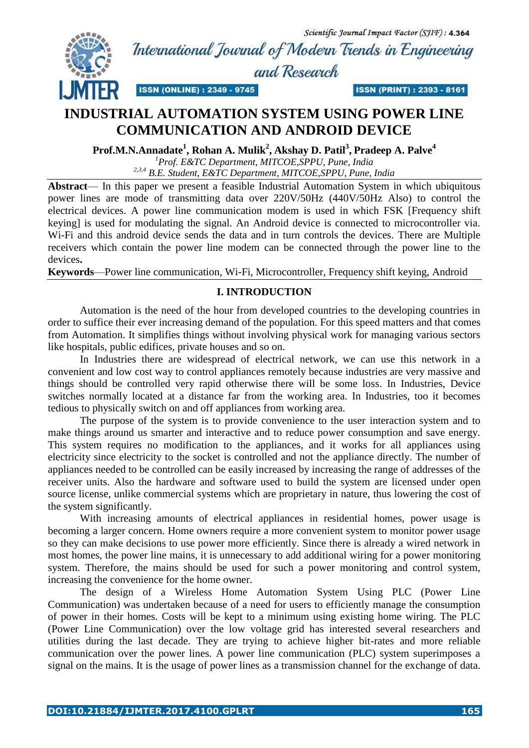# INDUSTRIAL AUTOMATION SYSTEM USING POWER LINE COMMUNICATION AND ANDROID DEVICE

**Prof.M.N.Annadate[1], Rohan A. Mulik[2], Akshay D. Patil[3], Pradeep A. Palve[4]**

[1]*Prof. E&TC Department, MITCOE,SPPU, Pune, India*
[2,3,4] *B.E. Student, E&TC Department, MITCOE,SPPU, Pune, India*

**Abstract**— In this paper we present a feasible Industrial Automation System in which ubiquitous power lines are mode of transmitting data over 220V/50Hz (440V/50Hz Also) to control the electrical devices. A power line communication modem is used in which FSK [Frequency shift keying] is used for modulating the signal. An Android device is connected to microcontroller via. Wi-Fi and this android device sends the data and in turn controls the devices. There are Multiple receivers which contain the power line modem can be connected through the power line to the devices**.**

**Keywords**—Power line communication, Wi-Fi, Microcontroller, Frequency shift keying, Android

## I. INTRODUCTION

Automation is the need of the hour from developed countries to the developing countries in order to suffice their ever increasing demand of the population. For this speed matters and that comes from Automation. It simplifies things without involving physical work for managing various sectors like hospitals, public edifices, private houses and so on.

In Industries there are widespread of electrical network, we can use this network in a convenient and low cost way to control appliances remotely because industries are very massive and things should be controlled very rapid otherwise there will be some loss. In Industries, Device switches normally located at a distance far from the working area. In Industries, too it becomes tedious to physically switch on and off appliances from working area.

The purpose of the system is to provide convenience to the user interaction system and to make things around us smarter and interactive and to reduce power consumption and save energy. This system requires no modification to the appliances, and it works for all appliances using electricity since electricity to the socket is controlled and not the appliance directly. The number of appliances needed to be controlled can be easily increased by increasing the range of addresses of the receiver units. Also the hardware and software used to build the system are licensed under open source license, unlike commercial systems which are proprietary in nature, thus lowering the cost of the system significantly.

With increasing amounts of electrical appliances in residential homes, power usage is becoming a larger concern. Home owners require a more convenient system to monitor power usage so they can make decisions to use power more efficiently. Since there is already a wired network in most homes, the power line mains, it is unnecessary to add additional wiring for a power monitoring system. Therefore, the mains should be used for such a power monitoring and control system, increasing the convenience for the home owner.

The design of a Wireless Home Automation System Using PLC (Power Line Communication) was undertaken because of a need for users to efficiently manage the consumption of power in their homes. Costs will be kept to a minimum using existing home wiring. The PLC (Power Line Communication) over the low voltage grid has interested several researchers and utilities during the last decade. They are trying to achieve higher bit-rates and more reliable communication over the power lines. A power line communication (PLC) system superimposes a signal on the mains. It is the usage of power lines as a transmission channel for the exchange of data.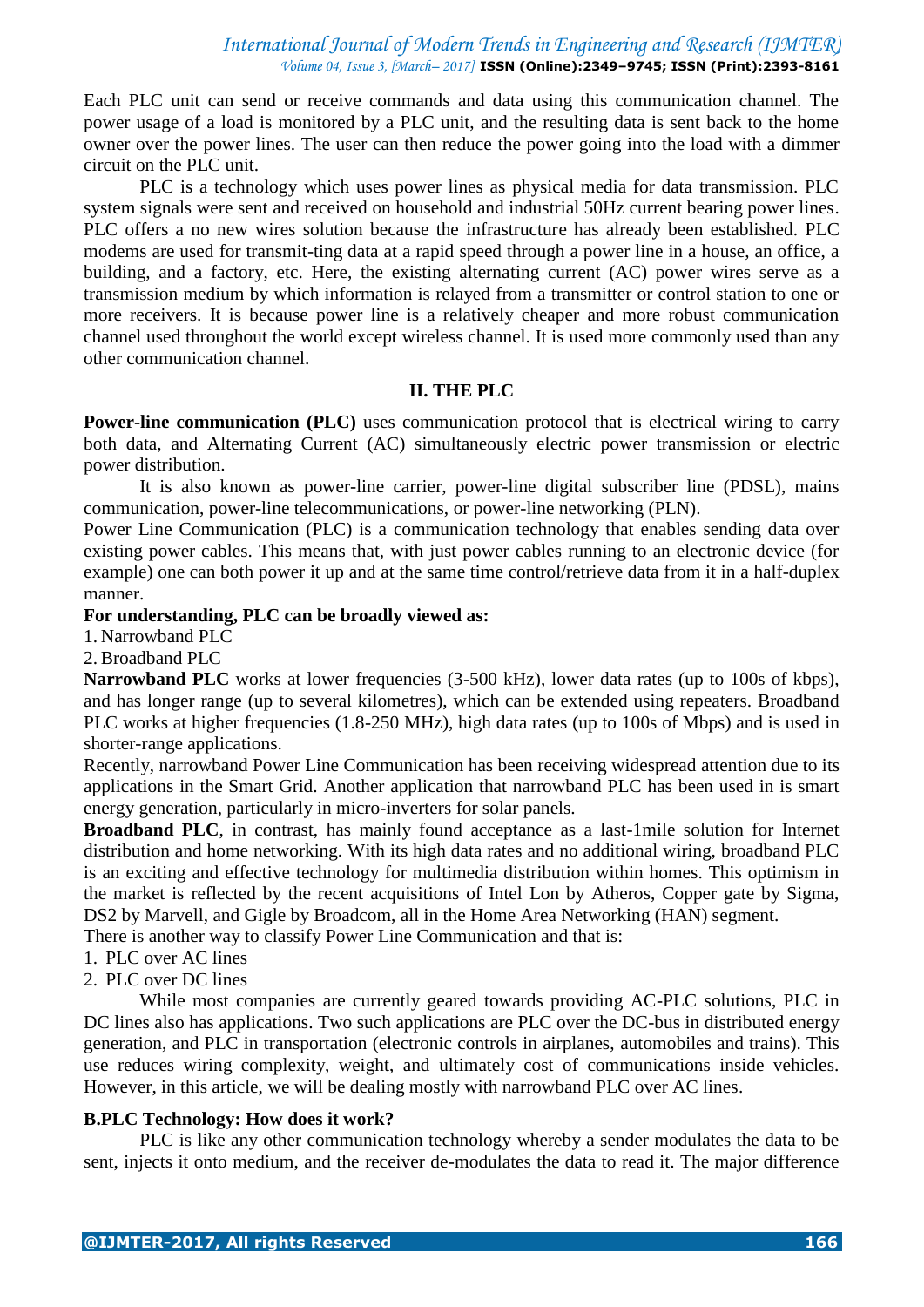Each PLC unit can send or receive commands and data using this communication channel. The power usage of a load is monitored by a PLC unit, and the resulting data is sent back to the home owner over the power lines. The user can then reduce the power going into the load with a dimmer circuit on the PLC unit.

PLC is a technology which uses power lines as physical media for data transmission. PLC system signals were sent and received on household and industrial 50Hz current bearing power lines. PLC offers a no new wires solution because the infrastructure has already been established. PLC modems are used for transmit-ting data at a rapid speed through a power line in a house, an office, a building, and a factory, etc. Here, the existing alternating current (AC) power wires serve as a transmission medium by which information is relayed from a transmitter or control station to one or more receivers. It is because power line is a relatively cheaper and more robust communication channel used throughout the world except wireless channel. It is used more commonly used than any other communication channel.

## II. THE PLC

**Power-line communication (PLC)** uses communication protocol that is electrical wiring to carry both data, and Alternating Current (AC) simultaneously electric power transmission or electric power distribution.

It is also known as power-line carrier, power-line digital subscriber line (PDSL), mains communication, power-line telecommunications, or power-line networking (PLN).

Power Line Communication (PLC) is a communication technology that enables sending data over existing power cables. This means that, with just power cables running to an electronic device (for example) one can both power it up and at the same time control/retrieve data from it in a half-duplex manner.

**For understanding, PLC can be broadly viewed as:**

1. Narrowband PLC
2. Broadband PLC

**Narrowband PLC** works at lower frequencies (3-500 kHz), lower data rates (up to 100s of kbps), and has longer range (up to several kilometres), which can be extended using repeaters. Broadband PLC works at higher frequencies (1.8-250 MHz), high data rates (up to 100s of Mbps) and is used in shorter-range applications.

Recently, narrowband Power Line Communication has been receiving widespread attention due to its applications in the Smart Grid. Another application that narrowband PLC has been used in is smart energy generation, particularly in micro-inverters for solar panels.

**Broadband PLC**, in contrast, has mainly found acceptance as a last-1mile solution for Internet distribution and home networking. With its high data rates and no additional wiring, broadband PLC is an exciting and effective technology for multimedia distribution within homes. This optimism in the market is reflected by the recent acquisitions of Intel Lon by Atheros, Copper gate by Sigma, DS2 by Marvell, and Gigle by Broadcom, all in the Home Area Networking (HAN) segment.

There is another way to classify Power Line Communication and that is:

1. PLC over AC lines
2. PLC over DC lines

While most companies are currently geared towards providing AC-PLC solutions, PLC in DC lines also has applications. Two such applications are PLC over the DC-bus in distributed energy generation, and PLC in transportation (electronic controls in airplanes, automobiles and trains). This use reduces wiring complexity, weight, and ultimately cost of communications inside vehicles. However, in this article, we will be dealing mostly with narrowband PLC over AC lines.

### B.PLC Technology: How does it work?

PLC is like any other communication technology whereby a sender modulates the data to be sent, injects it onto medium, and the receiver de-modulates the data to read it. The major difference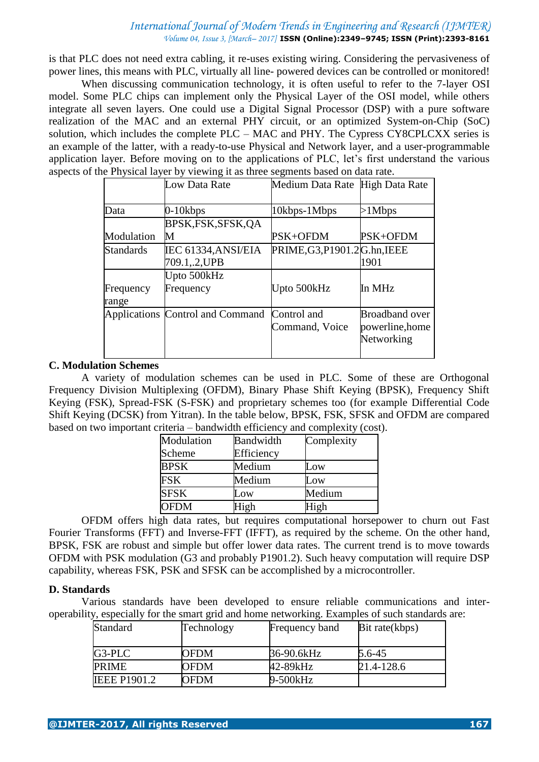is that PLC does not need extra cabling, it re-uses existing wiring. Considering the pervasiveness of power lines, this means with PLC, virtually all line- powered devices can be controlled or monitored!

When discussing communication technology, it is often useful to refer to the 7-layer OSI model. Some PLC chips can implement only the Physical Layer of the OSI model, while others integrate all seven layers. One could use a Digital Signal Processor (DSP) with a pure software realization of the MAC and an external PHY circuit, or an optimized System-on-Chip (SoC) solution, which includes the complete PLC – MAC and PHY. The Cypress CY8CPLCXX series is an example of the latter, with a ready-to-use Physical and Network layer, and a user-programmable application layer. Before moving on to the applications of PLC, let's first understand the various aspects of the Physical layer by viewing it as three segments based on data rate.

| | Low Data Rate | Medium Data Rate | High Data Rate |
|---|---|---|---|
| Data | 0-10kbps | 10kbps-1Mbps | >1Mbps |
| Modulation | BPSK,FSK,SFSK,QAM | PSK+OFDM | PSK+OFDM |
| Standards | IEC 61334,ANSI/EIA 709.1,.2,UPB | PRIME,G3,P1901.2 | G.hn,IEEE 1901 |
| Frequency range | Upto 500kHz Frequency | Upto 500kHz | In MHz |
| Applications | Control and Command | Control and Command, Voice | Broadband over powerline,home Networking |

### C. Modulation Schemes

A variety of modulation schemes can be used in PLC. Some of these are Orthogonal Frequency Division Multiplexing (OFDM), Binary Phase Shift Keying (BPSK), Frequency Shift Keying (FSK), Spread-FSK (S-FSK) and proprietary schemes too (for example Differential Code Shift Keying (DCSK) from Yitran). In the table below, BPSK, FSK, SFSK and OFDM are compared based on two important criteria – bandwidth efficiency and complexity (cost).

| Modulation Scheme | Bandwidth Efficiency | Complexity |
|---|---|---|
| BPSK | Medium | Low |
| FSK | Medium | Low |
| SFSK | Low | Medium |
| OFDM | High | High |

OFDM offers high data rates, but requires computational horsepower to churn out Fast Fourier Transforms (FFT) and Inverse-FFT (IFFT), as required by the scheme. On the other hand, BPSK, FSK are robust and simple but offer lower data rates. The current trend is to move towards OFDM with PSK modulation (G3 and probably P1901.2). Such heavy computation will require DSP capability, whereas FSK, PSK and SFSK can be accomplished by a microcontroller.

### D. Standards

Various standards have been developed to ensure reliable communications and inter-operability, especially for the smart grid and home networking. Examples of such standards are:

| Standard | Technology | Frequency band | Bit rate(kbps) |
|---|---|---|---|
| G3-PLC | OFDM | 36-90.6kHz | 5.6-45 |
| PRIME | OFDM | 42-89kHz | 21.4-128.6 |
| IEEE P1901.2 | OFDM | 9-500kHz | |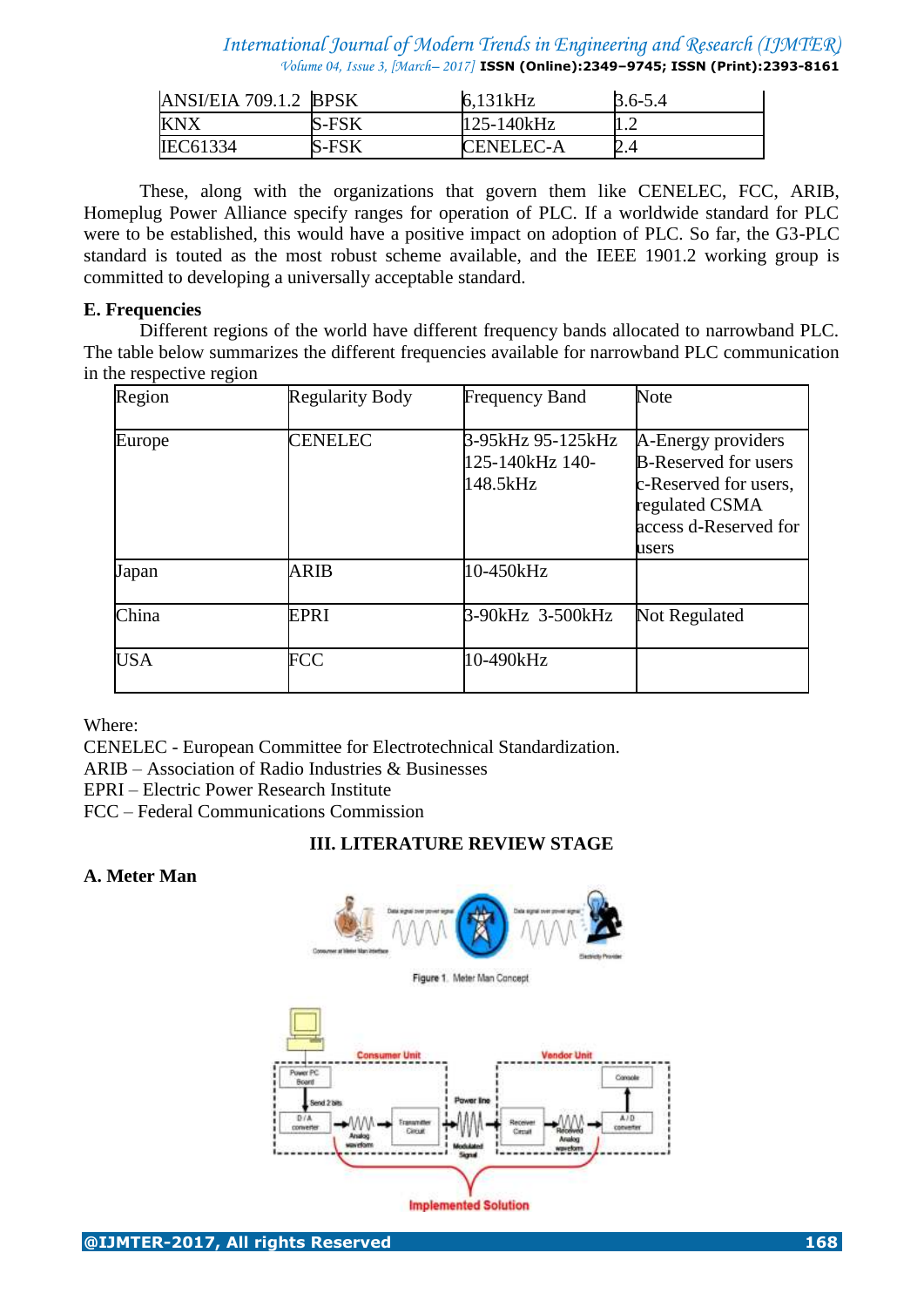| ANSI/EIA 709.1.2 | BPSK | 6,131kHz | 3.6-5.4 |
|---|---|---|---|
| KNX | S-FSK | 125-140kHz | 1.2 |
| IEC61334 | S-FSK | CENELEC-A | 2.4 |

These, along with the organizations that govern them like CENELEC, FCC, ARIB, Homeplug Power Alliance specify ranges for operation of PLC. If a worldwide standard for PLC were to be established, this would have a positive impact on adoption of PLC. So far, the G3-PLC standard is touted as the most robust scheme available, and the IEEE 1901.2 working group is committed to developing a universally acceptable standard.

### E. Frequencies

Different regions of the world have different frequency bands allocated to narrowband PLC. The table below summarizes the different frequencies available for narrowband PLC communication in the respective region

| Region | Regularity Body | Frequency Band | Note |
|---|---|---|---|
| Europe | CENELEC | 3-95kHz 95-125kHz 125-140kHz 140-148.5kHz | A-Energy providers B-Reserved for users c-Reserved for users, regulated CSMA access d-Reserved for users |
| Japan | ARIB | 10-450kHz | |
| China | EPRI | 3-90kHz 3-500kHz | Not Regulated |
| USA | FCC | 10-490kHz | |

Where:
CENELEC - European Committee for Electrotechnical Standardization.
ARIB – Association of Radio Industries & Businesses
EPRI – Electric Power Research Institute
FCC – Federal Communications Commission

## III. LITERATURE REVIEW STAGE

### A. Meter Man

Figure 1. Meter Man Concept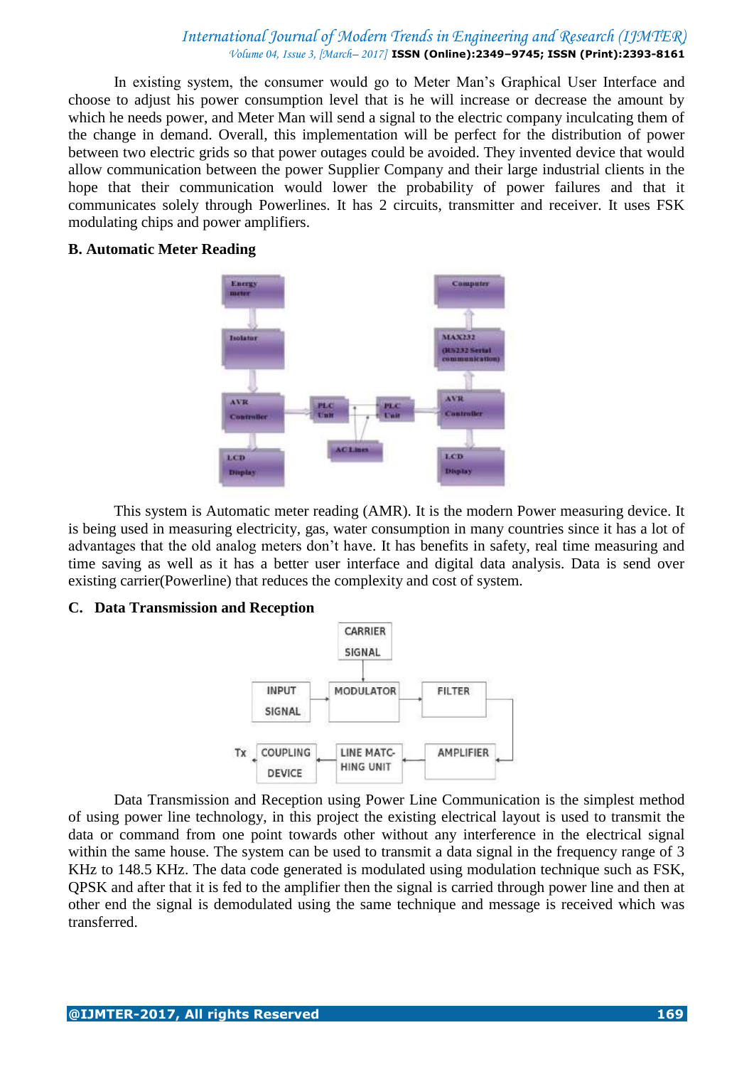In existing system, the consumer would go to Meter Man's Graphical User Interface and choose to adjust his power consumption level that is he will increase or decrease the amount by which he needs power, and Meter Man will send a signal to the electric company inculcating them of the change in demand. Overall, this implementation will be perfect for the distribution of power between two electric grids so that power outages could be avoided. They invented device that would allow communication between the power Supplier Company and their large industrial clients in the hope that their communication would lower the probability of power failures and that it communicates solely through Powerlines. It has 2 circuits, transmitter and receiver. It uses FSK modulating chips and power amplifiers.

### B. Automatic Meter Reading

This system is Automatic meter reading (AMR). It is the modern Power measuring device. It is being used in measuring electricity, gas, water consumption in many countries since it has a lot of advantages that the old analog meters don't have. It has benefits in safety, real time measuring and time saving as well as it has a better user interface and digital data analysis. Data is send over existing carrier(Powerline) that reduces the complexity and cost of system.

### C. Data Transmission and Reception

Data Transmission and Reception using Power Line Communication is the simplest method of using power line technology, in this project the existing electrical layout is used to transmit the data or command from one point towards other without any interference in the electrical signal within the same house. The system can be used to transmit a data signal in the frequency range of 3 KHz to 148.5 KHz. The data code generated is modulated using modulation technique such as FSK, QPSK and after that it is fed to the amplifier then the signal is carried through power line and then at other end the signal is demodulated using the same technique and message is received which was transferred.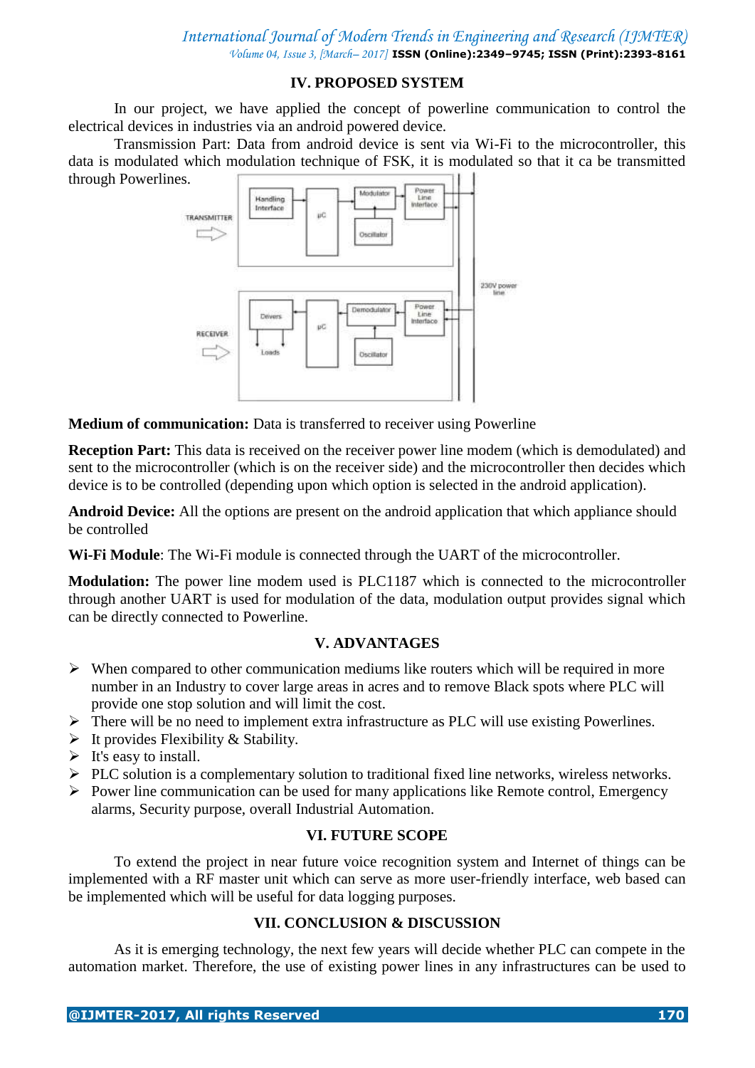## IV. PROPOSED SYSTEM

In our project, we have applied the concept of powerline communication to control the electrical devices in industries via an android powered device.

Transmission Part: Data from android device is sent via Wi-Fi to the microcontroller, this data is modulated which modulation technique of FSK, it is modulated so that it ca be transmitted through Powerlines.

**Medium of communication:** Data is transferred to receiver using Powerline

**Reception Part:** This data is received on the receiver power line modem (which is demodulated) and sent to the microcontroller (which is on the receiver side) and the microcontroller then decides which device is to be controlled (depending upon which option is selected in the android application).

**Android Device:** All the options are present on the android application that which appliance should be controlled

**Wi-Fi Module**: The Wi-Fi module is connected through the UART of the microcontroller.

**Modulation:** The power line modem used is PLC1187 which is connected to the microcontroller through another UART is used for modulation of the data, modulation output provides signal which can be directly connected to Powerline.

## V. ADVANTAGES

- When compared to other communication mediums like routers which will be required in more number in an Industry to cover large areas in acres and to remove Black spots where PLC will provide one stop solution and will limit the cost.
- There will be no need to implement extra infrastructure as PLC will use existing Powerlines.
- It provides Flexibility & Stability.
- It's easy to install.
- PLC solution is a complementary solution to traditional fixed line networks, wireless networks.
- Power line communication can be used for many applications like Remote control, Emergency alarms, Security purpose, overall Industrial Automation.

## VI. FUTURE SCOPE

To extend the project in near future voice recognition system and Internet of things can be implemented with a RF master unit which can serve as more user-friendly interface, web based can be implemented which will be useful for data logging purposes.

## VII. CONCLUSION & DISCUSSION

As it is emerging technology, the next few years will decide whether PLC can compete in the automation market. Therefore, the use of existing power lines in any infrastructures can be used to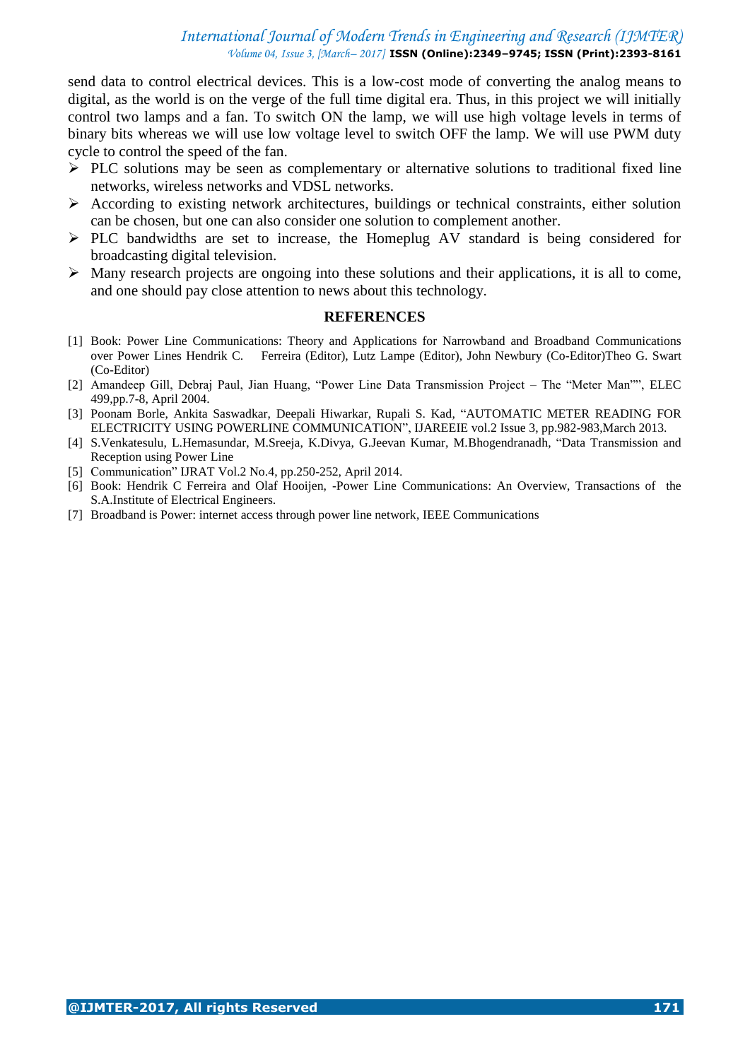send data to control electrical devices. This is a low-cost mode of converting the analog means to digital, as the world is on the verge of the full time digital era. Thus, in this project we will initially control two lamps and a fan. To switch ON the lamp, we will use high voltage levels in terms of binary bits whereas we will use low voltage level to switch OFF the lamp. We will use PWM duty cycle to control the speed of the fan.

- PLC solutions may be seen as complementary or alternative solutions to traditional fixed line networks, wireless networks and VDSL networks.
- According to existing network architectures, buildings or technical constraints, either solution can be chosen, but one can also consider one solution to complement another.
- PLC bandwidths are set to increase, the Homeplug AV standard is being considered for broadcasting digital television.
- Many research projects are ongoing into these solutions and their applications, it is all to come, and one should pay close attention to news about this technology.

## REFERENCES

[1] Book: Power Line Communications: Theory and Applications for Narrowband and Broadband Communications over Power Lines Hendrik C. Ferreira (Editor), Lutz Lampe (Editor), John Newbury (Co-Editor)Theo G. Swart (Co-Editor)

[2] Amandeep Gill, Debraj Paul, Jian Huang, "Power Line Data Transmission Project – The "Meter Man"", ELEC 499,pp.7-8, April 2004.

[3] Poonam Borle, Ankita Saswadkar, Deepali Hiwarkar, Rupali S. Kad, "AUTOMATIC METER READING FOR ELECTRICITY USING POWERLINE COMMUNICATION", IJAREEIE vol.2 Issue 3, pp.982-983,March 2013.

[4] S.Venkatesulu, L.Hemasundar, M.Sreeja, K.Divya, G.Jeevan Kumar, M.Bhogendranadh, "Data Transmission and Reception using Power Line

[5] Communication" IJRAT Vol.2 No.4, pp.250-252, April 2014.

[6] Book: Hendrik C Ferreira and Olaf Hooijen, -Power Line Communications: An Overview, Transactions of the S.A.Institute of Electrical Engineers.

[7] Broadband is Power: internet access through power line network, IEEE Communications